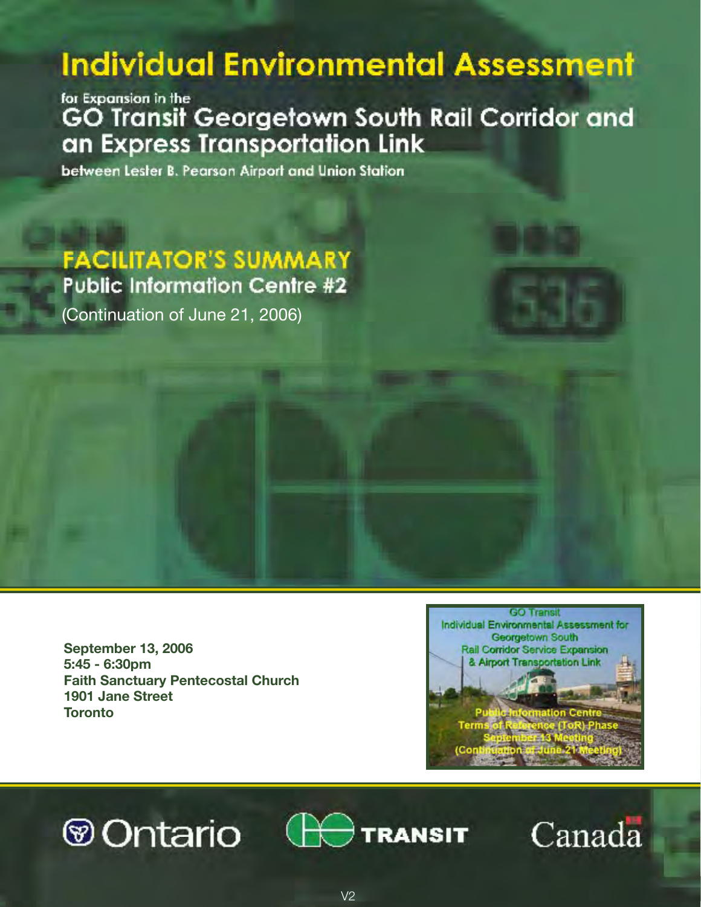# Individual Environmental Assessment

for Expansion in the

## GO Transit Georgetown South Rail Corridor and an Express Transportation Link

between Lester B. Pearson Airport and Union Station

## FACILITATOR'S SUMMARY

### Public Information Centre #2

(Continuation of June 21, 2006)

**September 13, 2006**
**5:45 - 6:30pm**
**Faith Sanctuary Pentecostal Church**
**1901 Jane Street**
**Toronto**

GO Transit
Individual Environmental Assessment for
Georgetown South
Rail Corridor Service Expansion
& Airport Transportation Link

Public Information Centre
Terms of Reference (ToR) Phase
September 13 Meeting
(Continuation of June 21 Meeting)

Ontario GO TRANSIT Canada

V2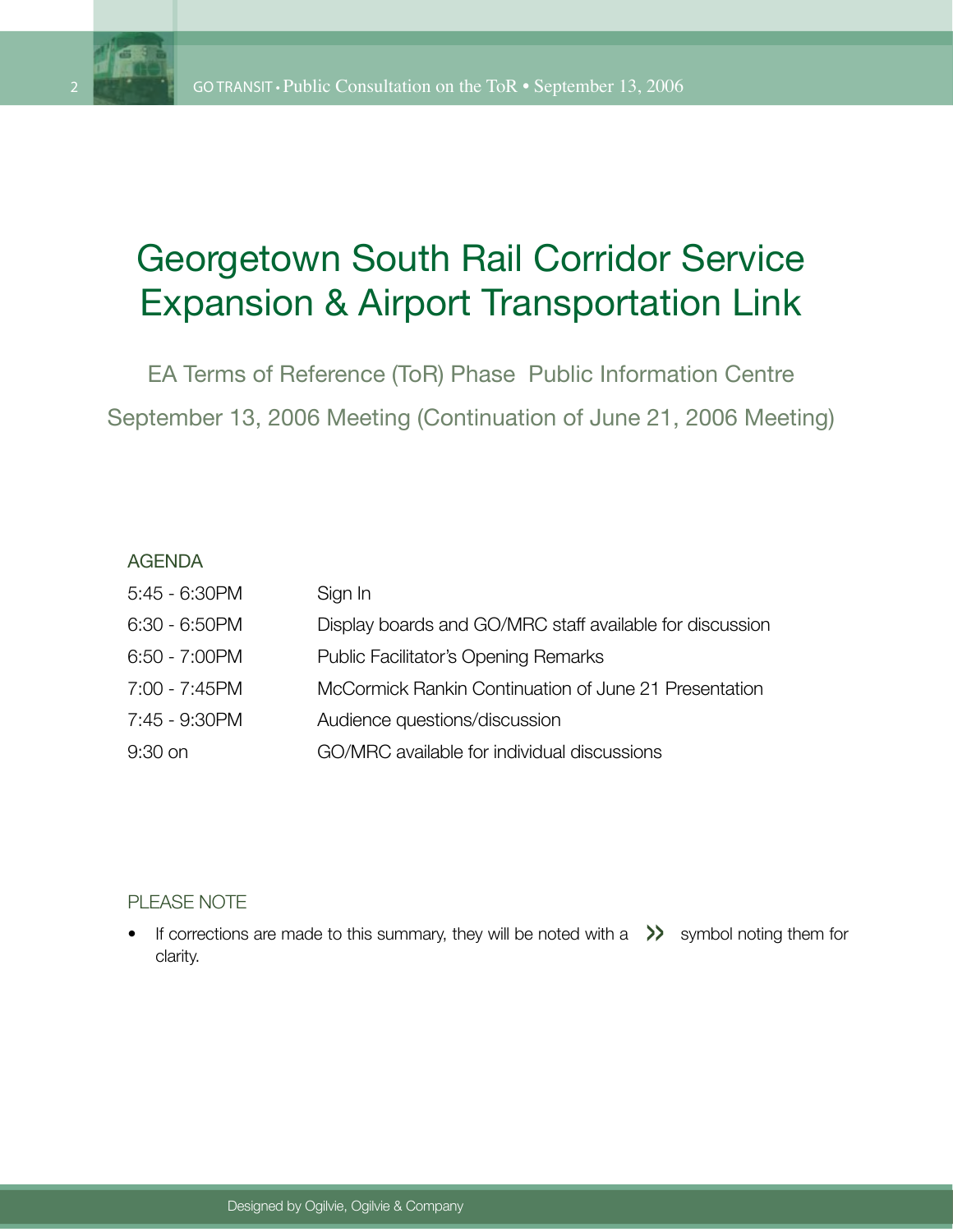# Georgetown South Rail Corridor Service Expansion & Airport Transportation Link

EA Terms of Reference (ToR) Phase Public Information Centre

September 13, 2006 Meeting (Continuation of June 21, 2006 Meeting)

## AGENDA

| | |
|---|---|
| 5:45 - 6:30PM | Sign In |
| 6:30 - 6:50PM | Display boards and GO/MRC staff available for discussion |
| 6:50 - 7:00PM | Public Facilitator's Opening Remarks |
| 7:00 - 7:45PM | McCormick Rankin Continuation of June 21 Presentation |
| 7:45 - 9:30PM | Audience questions/discussion |
| 9:30 on | GO/MRC available for individual discussions |

## PLEASE NOTE

- If corrections are made to this summary, they will be noted with a » symbol noting them for clarity.

Designed by Ogilvie, Ogilvie & Company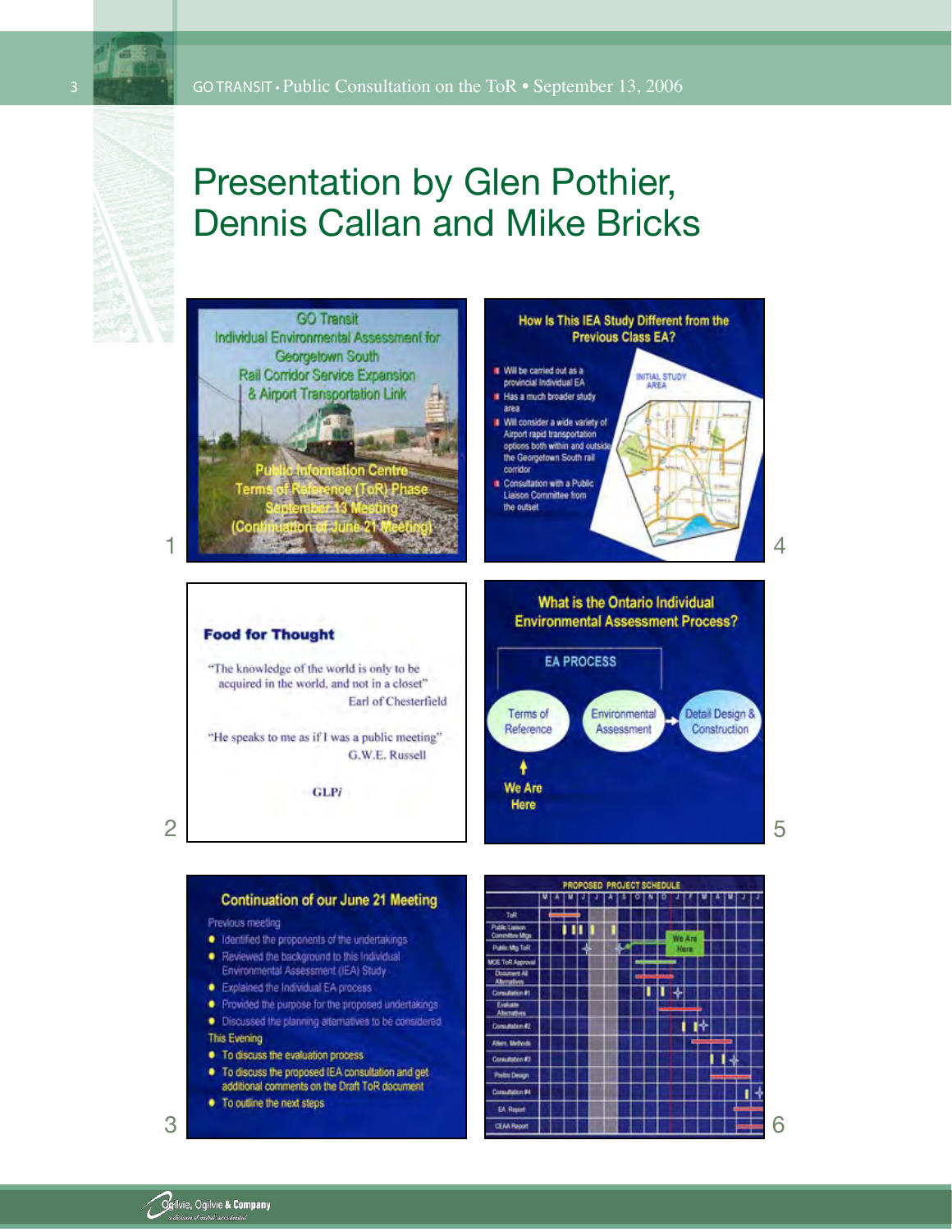# Presentation by Glen Pothier, Dennis Callan and Mike Bricks

1

GO Transit
Individual Environmental Assessment for Georgetown South
Rail Corridor Service Expansion & Airport Transportation Link

Public Information Centre
Terms of Reference (ToR) Phase
September 13 Meeting
(Continuation of June 21 Meeting)

2

**Food for Thought**

"The knowledge of the world is only to be acquired in the world, and not in a closet"
Earl of Chesterfield

"He speaks to me as if I was a public meeting"
G.W.E. Russell

GLP*i*

3

**Continuation of our June 21 Meeting**

Previous meeting

- Identified the proponents of the undertakings
- Reviewed the background to this Individual Environmental Assessment (IEA) Study
- Explained the Individual EA process
- Provided the purpose for the proposed undertakings
- Discussed the planning alternatives to be considered

This Evening

- To discuss the evaluation process
- To discuss the proposed IEA consultation and get additional comments on the Draft ToR document
- To outline the next steps

4

**How Is This IEA Study Different from the Previous Class EA?**

- Will be carried out as a provincial Individual EA
- Has a much broader study area
- Will consider a wide variety of Airport rapid transportation options both within and outside the Georgetown South rail corridor
- Consultation with a Public Liaison Committee from the outset

INITIAL STUDY AREA

5

**What is the Ontario Individual Environmental Assessment Process?**

EA PROCESS

Terms of Reference → Environmental Assessment → Detail Design & Construction

We Are Here

6

**PROPOSED PROJECT SCHEDULE**

Months: M A M J J A S O N D J F M A M J J

Tasks: ToR; Public Liaison Committee Mtgs; Public Mtg ToR; MOE ToR Approval; Document All Alternatives; Consultation #1; Evaluate Alternatives; Consultation #2; Altern. Methods; Consultation #3; Prelim Design; Consultation #4; EA Report; CEAA Report

We Are Here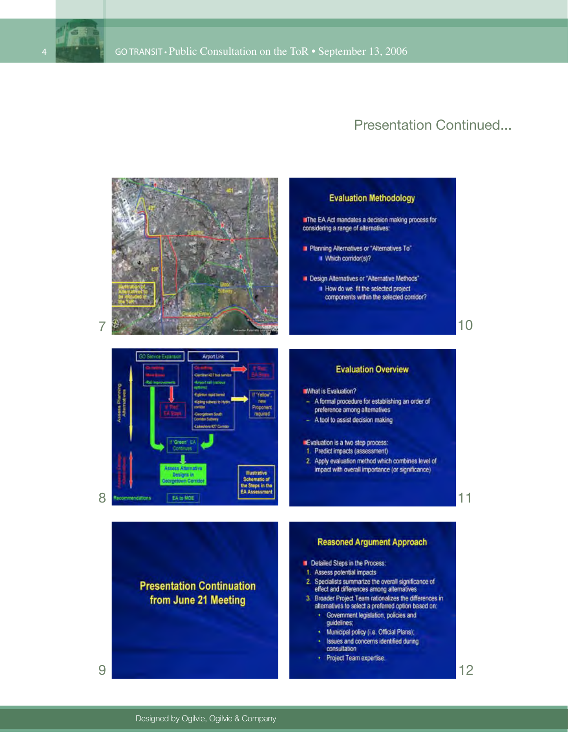## Presentation Continued...

7

10

### Evaluation Methodology

- The EA Act mandates a decision making process for considering a range of alternatives:
- Planning Alternatives or "Alternatives To"
  - Which corridor(s)?
- Design Alternatives or "Alternative Methods"
  - How do we fit the selected project components within the selected corridor?

8

11

### Evaluation Overview

- What is Evaluation?
  - A formal procedure for establishing an order of preference among alternatives
  - A tool to assist decision making
- Evaluation is a two step process:
  1. Predict impacts (assessment)
  2. Apply evaluation method which combines level of impact with overall importance (or significance)

9

### Presentation Continuation from June 21 Meeting

12

### Reasoned Argument Approach

- Detailed Steps in the Process:
  1. Assess potential impacts
  2. Specialists summarize the overall significance of effect and differences among alternatives
  3. Broader Project Team rationalizes the differences in alternatives to select a preferred option based on:
     - Government legislation, policies and guidelines;
     - Municipal policy (i.e. Official Plans);
     - Issues and concerns identified during consultation
     - Project Team expertise.

Designed by Ogilvie, Ogilvie & Company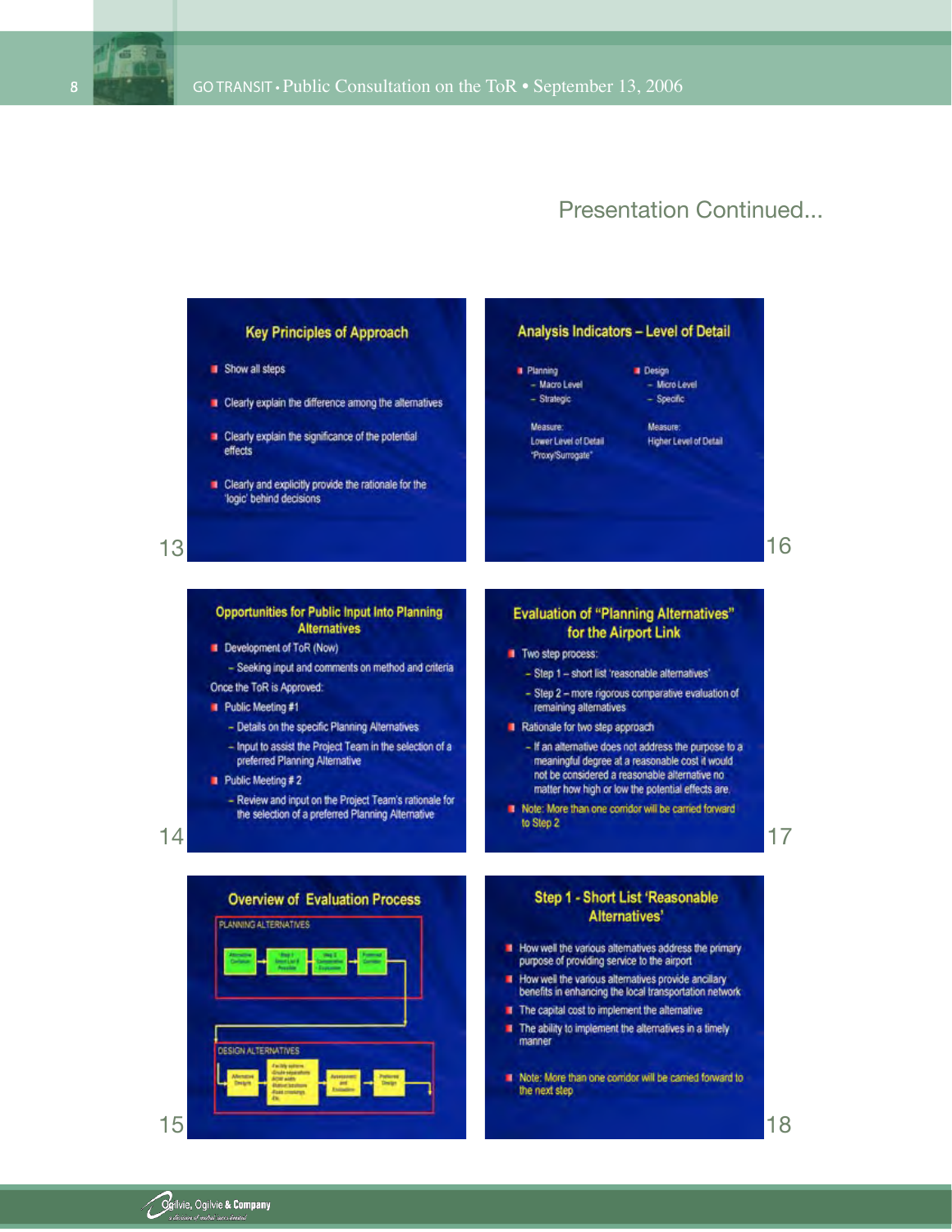## Presentation Continued...

### 13 — Key Principles of Approach

- Show all steps
- Clearly explain the difference among the alternatives
- Clearly explain the significance of the potential effects
- Clearly and explicitly provide the rationale for the 'logic' behind decisions

### 16 — Analysis Indicators – Level of Detail

- Planning
  - Macro Level
  - Strategic

  Measure:
  Lower Level of Detail
  "Proxy/Surrogate"

- Design
  - Micro Level
  - Specific

  Measure:
  Higher Level of Detail

### 14 — Opportunities for Public Input Into Planning Alternatives

- Development of ToR (Now)
  - Seeking input and comments on method and criteria

Once the ToR is Approved:

- Public Meeting #1
  - Details on the specific Planning Alternatives
  - Input to assist the Project Team in the selection of a preferred Planning Alternative
- Public Meeting # 2
  - Review and input on the Project Team's rationale for the selection of a preferred Planning Alternative

### 17 — Evaluation of "Planning Alternatives" for the Airport Link

- Two step process:
  - Step 1 – short list 'reasonable alternatives'
  - Step 2 – more rigorous comparative evaluation of remaining alternatives
- Rationale for two step approach
  - If an alternative does not address the purpose to a meaningful degree at a reasonable cost it would not be considered a reasonable alternative no matter how high or low the potential effects are.
- Note: More than one corridor will be carried forward to Step 2

### 15 — Overview of Evaluation Process

PLANNING ALTERNATIVES

DESIGN ALTERNATIVES

### 18 — Step 1 - Short List 'Reasonable Alternatives'

- How well the various alternatives address the primary purpose of providing service to the airport
- How well the various alternatives provide ancillary benefits in enhancing the local transportation network
- The capital cost to implement the alternative
- The ability to implement the alternatives in a timely manner
- Note: More than one corridor will be carried forward to the next step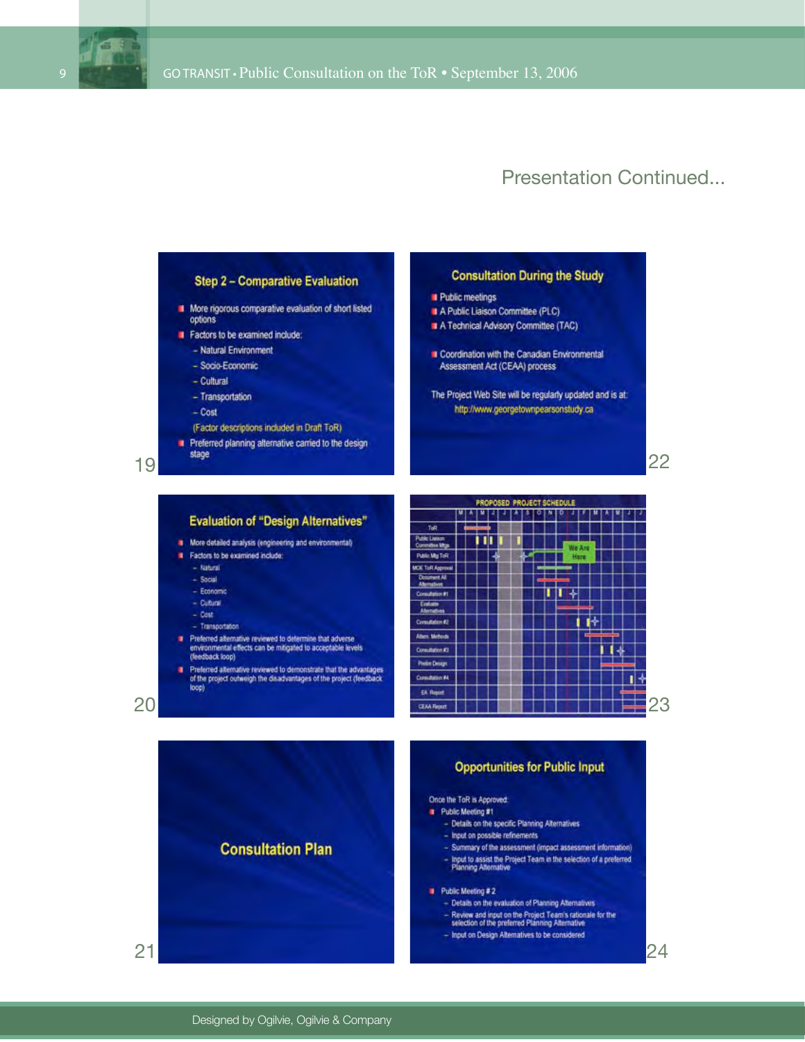## Presentation Continued...

### Step 2 – Comparative Evaluation

- More rigorous comparative evaluation of short listed options
- Factors to be examined include:
  - Natural Environment
  - Socio-Economic
  - Cultural
  - Transportation
  - Cost

  (Factor descriptions included in Draft ToR)
- Preferred planning alternative carried to the design stage

19

### Evaluation of "Design Alternatives"

- More detailed analysis (engineering and environmental)
- Factors to be examined include:
  - Natural
  - Social
  - Economic
  - Cultural
  - Cost
  - Transportation
- Preferred alternative reviewed to determine that adverse environmental effects can be mitigated to acceptable levels (feedback loop)
- Preferred alternative reviewed to demonstrate that the advantages of the project outweigh the disadvantages of the project (feedback loop)

20

### Consultation Plan

21

### Consultation During the Study

- Public meetings
- A Public Liaison Committee (PLC)
- A Technical Advisory Committee (TAC)

- Coordination with the Canadian Environmental Assessment Act (CEAA) process

The Project Web Site will be regularly updated and is at: http://www.georgetownpearsonstudy.ca

22

### PROPOSED PROJECT SCHEDULE

| | M | A | M | J | J | A | S | O | N | D | J | F | M | A | M | J | J |
|---|---|---|---|---|---|---|---|---|---|---|---|---|---|---|---|---|---|
| ToR | | | | | | | | | | | | | | | | | |
| Public Liaison Committee Mtgs | | | | | | | | | | | | | | | | | |
| Public Mtg ToR | | | | | | | | | | | | | | | | | |
| MOE ToR Approval | | | | | | | | | | | | | | | | | |
| Document All Alternatives | | | | | | | | | | | | | | | | | |
| Consultation #1 | | | | | | | | | | | | | | | | | |
| Evaluate Alternatives | | | | | | | | | | | | | | | | | |
| Consultation #2 | | | | | | | | | | | | | | | | | |
| Altern. Methods | | | | | | | | | | | | | | | | | |
| Consultation #3 | | | | | | | | | | | | | | | | | |
| Prelim Design | | | | | | | | | | | | | | | | | |
| Consultation #4 | | | | | | | | | | | | | | | | | |
| EA Report | | | | | | | | | | | | | | | | | |
| CEAA Report | | | | | | | | | | | | | | | | | |

We Are Here

23

### Opportunities for Public Input

Once the ToR is Approved:

- Public Meeting #1
  - Details on the specific Planning Alternatives
  - Input on possible refinements
  - Summary of the assessment (impact assessment information)
  - Input to assist the Project Team in the selection of a preferred Planning Alternative

- Public Meeting # 2
  - Details on the evaluation of Planning Alternatives
  - Review and input on the Project Team's rationale for the selection of the preferred Planning Alternative
  - Input on Design Alternatives to be considered

24

Designed by Ogilvie, Ogilvie & Company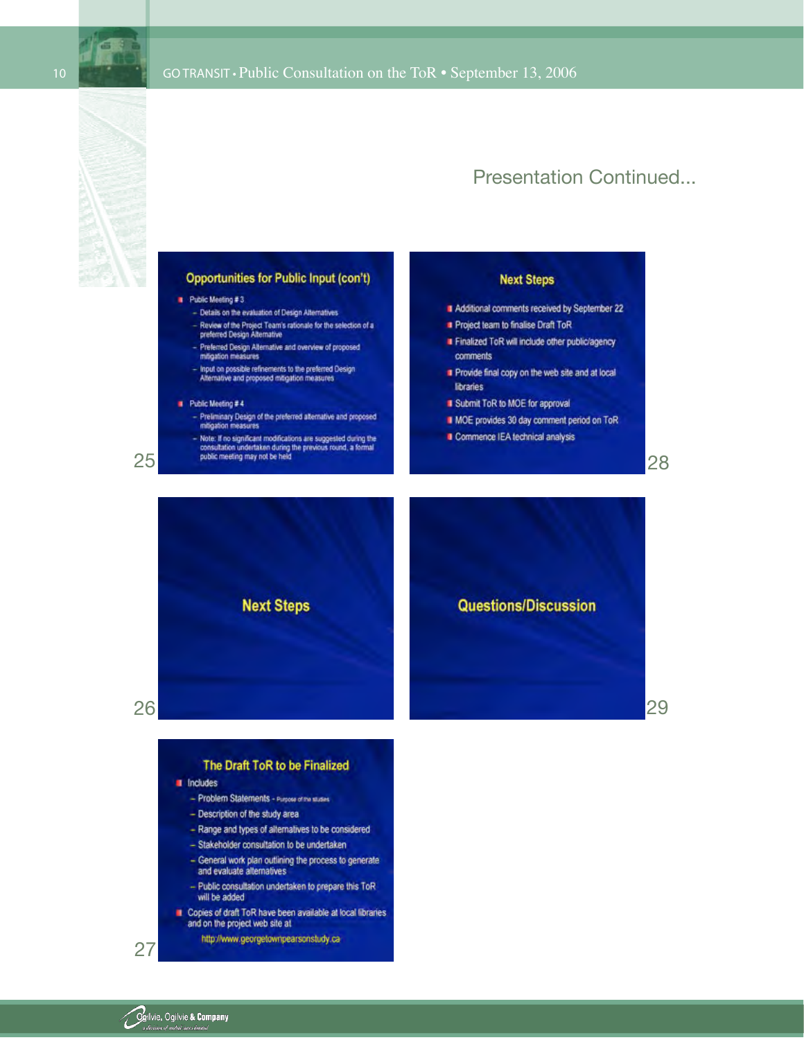## Presentation Continued...

25

### Opportunities for Public Input (con't)

- Public Meeting # 3
  - Details on the evaluation of Design Alternatives
  - Review of the Project Team's rationale for the selection of a preferred Design Alternative
  - Preferred Design Alternative and overview of proposed mitigation measures
  - Input on possible refinements to the preferred Design Alternative and proposed mitigation measures
- Public Meeting # 4
  - Preliminary Design of the preferred alternative and proposed mitigation measures
  - Note: If no significant modifications are suggested during the consultation undertaken during the previous round, a formal public meeting may not be held

26

### Next Steps

27

### The Draft ToR to be Finalized

- Includes
  - Problem Statements - Purpose of the studies
  - Description of the study area
  - Range and types of alternatives to be considered
  - Stakeholder consultation to be undertaken
  - General work plan outlining the process to generate and evaluate alternatives
  - Public consultation undertaken to prepare this ToR will be added
- Copies of draft ToR have been available at local libraries and on the project web site at

  http://www.georgetownpearsonstudy.ca

28

### Next Steps

- Additional comments received by September 22
- Project team to finalise Draft ToR
- Finalized ToR will include other public/agency comments
- Provide final copy on the web site and at local libraries
- Submit ToR to MOE for approval
- MOE provides 30 day comment period on ToR
- Commence IEA technical analysis

29

### Questions/Discussion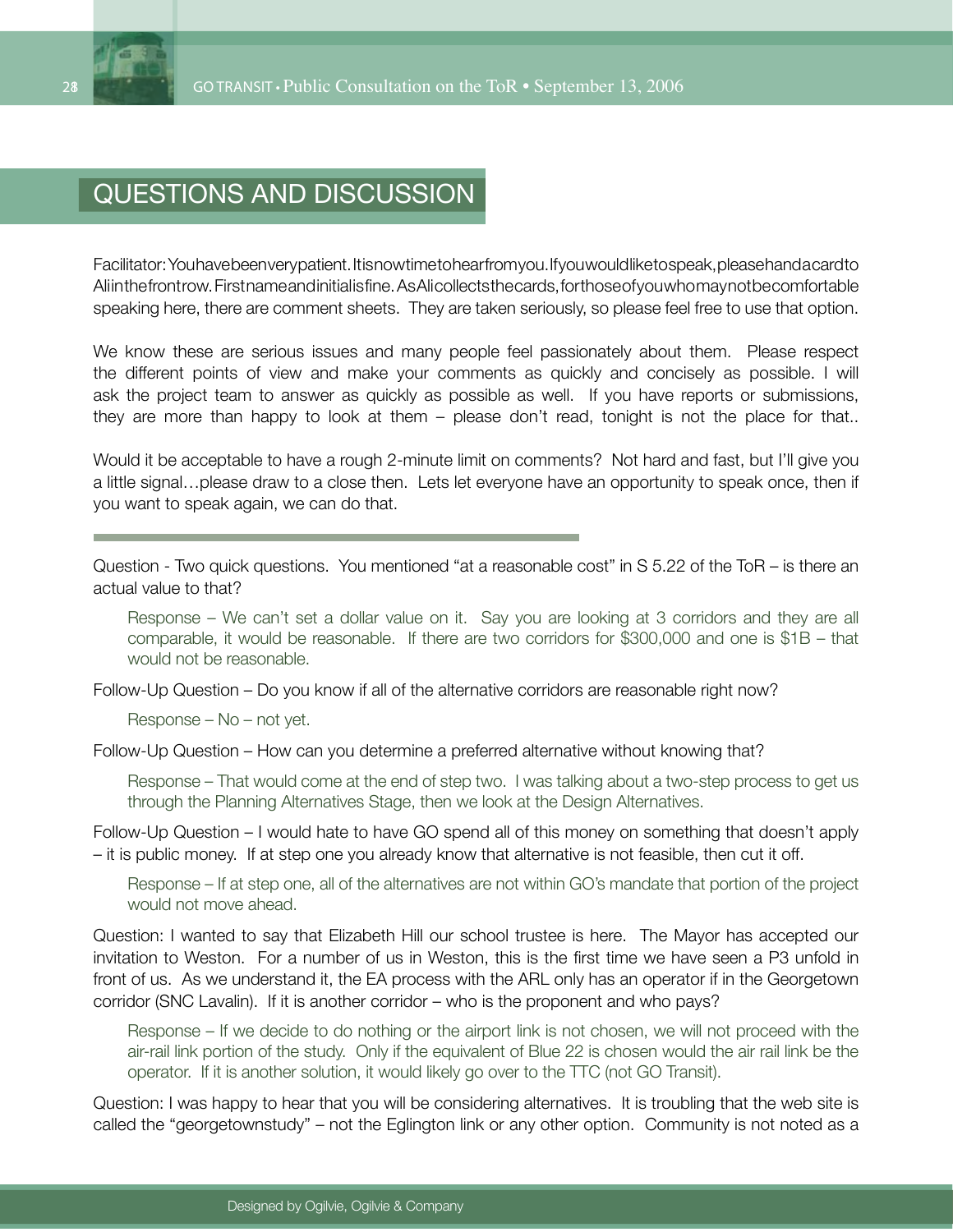## QUESTIONS AND DISCUSSION

Facilitator: You have been very patient. It is now time to hear from you. If you would like to speak, please hand a card to Ali in the front row. First name and initial is fine. As Ali collects the cards, for those of you who may not be comfortable speaking here, there are comment sheets. They are taken seriously, so please feel free to use that option.

We know these are serious issues and many people feel passionately about them. Please respect the different points of view and make your comments as quickly and concisely as possible. I will ask the project team to answer as quickly as possible as well. If you have reports or submissions, they are more than happy to look at them – please don't read, tonight is not the place for that..

Would it be acceptable to have a rough 2-minute limit on comments? Not hard and fast, but I'll give you a little signal…please draw to a close then. Lets let everyone have an opportunity to speak once, then if you want to speak again, we can do that.

---

Question - Two quick questions. You mentioned "at a reasonable cost" in S 5.22 of the ToR – is there an actual value to that?

> Response – We can't set a dollar value on it. Say you are looking at 3 corridors and they are all comparable, it would be reasonable. If there are two corridors for $300,000 and one is $1B – that would not be reasonable.

Follow-Up Question – Do you know if all of the alternative corridors are reasonable right now?

> Response – No – not yet.

Follow-Up Question – How can you determine a preferred alternative without knowing that?

> Response – That would come at the end of step two. I was talking about a two-step process to get us through the Planning Alternatives Stage, then we look at the Design Alternatives.

Follow-Up Question – I would hate to have GO spend all of this money on something that doesn't apply – it is public money. If at step one you already know that alternative is not feasible, then cut it off.

> Response – If at step one, all of the alternatives are not within GO's mandate that portion of the project would not move ahead.

Question: I wanted to say that Elizabeth Hill our school trustee is here. The Mayor has accepted our invitation to Weston. For a number of us in Weston, this is the first time we have seen a P3 unfold in front of us. As we understand it, the EA process with the ARL only has an operator if in the Georgetown corridor (SNC Lavalin). If it is another corridor – who is the proponent and who pays?

> Response – If we decide to do nothing or the airport link is not chosen, we will not proceed with the air-rail link portion of the study. Only if the equivalent of Blue 22 is chosen would the air rail link be the operator. If it is another solution, it would likely go over to the TTC (not GO Transit).

Question: I was happy to hear that you will be considering alternatives. It is troubling that the web site is called the "georgetownstudy" – not the Eglington link or any other option. Community is not noted as a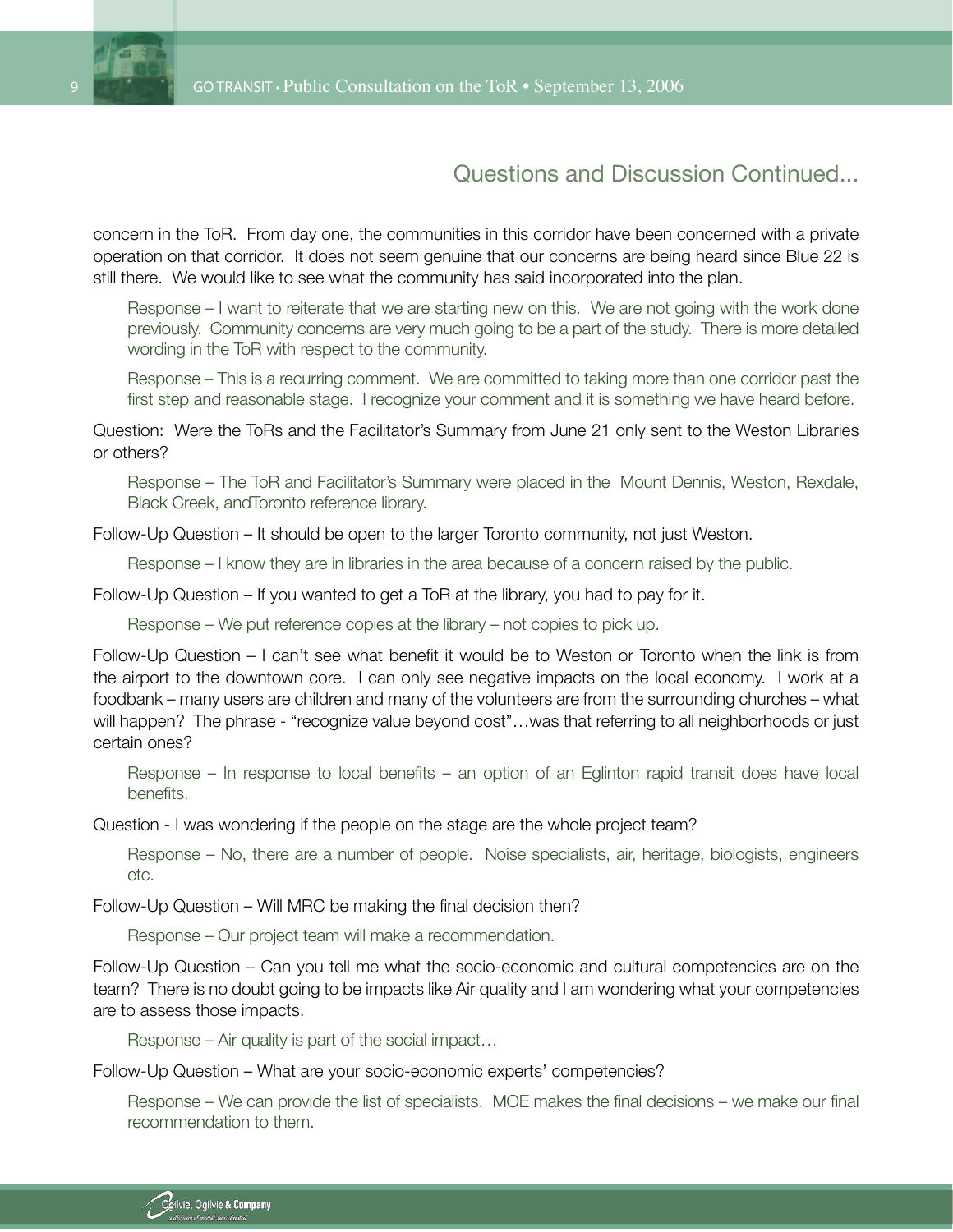## Questions and Discussion Continued...

concern in the ToR. From day one, the communities in this corridor have been concerned with a private operation on that corridor. It does not seem genuine that our concerns are being heard since Blue 22 is still there. We would like to see what the community has said incorporated into the plan.

> Response – I want to reiterate that we are starting new on this. We are not going with the work done previously. Community concerns are very much going to be a part of the study. There is more detailed wording in the ToR with respect to the community.

> Response – This is a recurring comment. We are committed to taking more than one corridor past the first step and reasonable stage. I recognize your comment and it is something we have heard before.

Question: Were the ToRs and the Facilitator's Summary from June 21 only sent to the Weston Libraries or others?

> Response – The ToR and Facilitator's Summary were placed in the Mount Dennis, Weston, Rexdale, Black Creek, andToronto reference library.

Follow-Up Question – It should be open to the larger Toronto community, not just Weston.

> Response – I know they are in libraries in the area because of a concern raised by the public.

Follow-Up Question – If you wanted to get a ToR at the library, you had to pay for it.

> Response – We put reference copies at the library – not copies to pick up.

Follow-Up Question – I can't see what benefit it would be to Weston or Toronto when the link is from the airport to the downtown core. I can only see negative impacts on the local economy. I work at a foodbank – many users are children and many of the volunteers are from the surrounding churches – what will happen? The phrase - "recognize value beyond cost"…was that referring to all neighborhoods or just certain ones?

> Response – In response to local benefits – an option of an Eglinton rapid transit does have local benefits.

Question - I was wondering if the people on the stage are the whole project team?

> Response – No, there are a number of people. Noise specialists, air, heritage, biologists, engineers etc.

Follow-Up Question – Will MRC be making the final decision then?

> Response – Our project team will make a recommendation.

Follow-Up Question – Can you tell me what the socio-economic and cultural competencies are on the team? There is no doubt going to be impacts like Air quality and I am wondering what your competencies are to assess those impacts.

> Response – Air quality is part of the social impact…

Follow-Up Question – What are your socio-economic experts' competencies?

> Response – We can provide the list of specialists. MOE makes the final decisions – we make our final recommendation to them.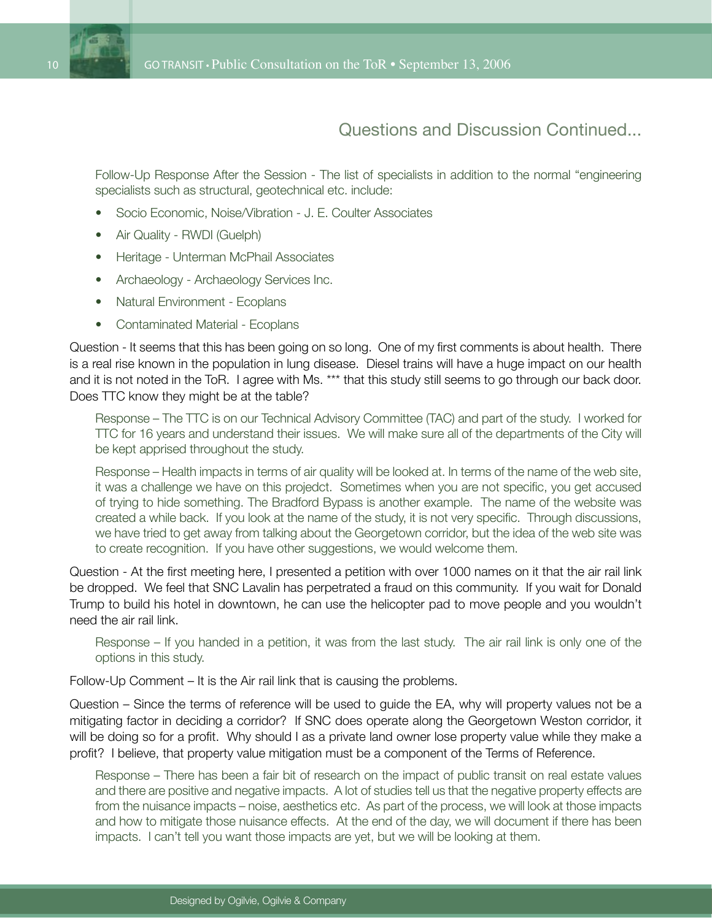## Questions and Discussion Continued...

Follow-Up Response After the Session - The list of specialists in addition to the normal "engineering specialists such as structural, geotechnical etc. include:

- Socio Economic, Noise/Vibration - J. E. Coulter Associates
- Air Quality - RWDI (Guelph)
- Heritage - Unterman McPhail Associates
- Archaeology - Archaeology Services Inc.
- Natural Environment - Ecoplans
- Contaminated Material - Ecoplans

Question - It seems that this has been going on so long. One of my first comments is about health. There is a real rise known in the population in lung disease. Diesel trains will have a huge impact on our health and it is not noted in the ToR. I agree with Ms. *** that this study still seems to go through our back door. Does TTC know they might be at the table?

Response – The TTC is on our Technical Advisory Committee (TAC) and part of the study. I worked for TTC for 16 years and understand their issues. We will make sure all of the departments of the City will be kept apprised throughout the study.

Response – Health impacts in terms of air quality will be looked at. In terms of the name of the web site, it was a challenge we have on this projedct. Sometimes when you are not specific, you get accused of trying to hide something. The Bradford Bypass is another example. The name of the website was created a while back. If you look at the name of the study, it is not very specific. Through discussions, we have tried to get away from talking about the Georgetown corridor, but the idea of the web site was to create recognition. If you have other suggestions, we would welcome them.

Question - At the first meeting here, I presented a petition with over 1000 names on it that the air rail link be dropped. We feel that SNC Lavalin has perpetrated a fraud on this community. If you wait for Donald Trump to build his hotel in downtown, he can use the helicopter pad to move people and you wouldn't need the air rail link.

Response – If you handed in a petition, it was from the last study. The air rail link is only one of the options in this study.

Follow-Up Comment – It is the Air rail link that is causing the problems.

Question – Since the terms of reference will be used to guide the EA, why will property values not be a mitigating factor in deciding a corridor? If SNC does operate along the Georgetown Weston corridor, it will be doing so for a profit. Why should I as a private land owner lose property value while they make a profit? I believe, that property value mitigation must be a component of the Terms of Reference.

Response – There has been a fair bit of research on the impact of public transit on real estate values and there are positive and negative impacts. A lot of studies tell us that the negative property effects are from the nuisance impacts – noise, aesthetics etc. As part of the process, we will look at those impacts and how to mitigate those nuisance effects. At the end of the day, we will document if there has been impacts. I can't tell you want those impacts are yet, but we will be looking at them.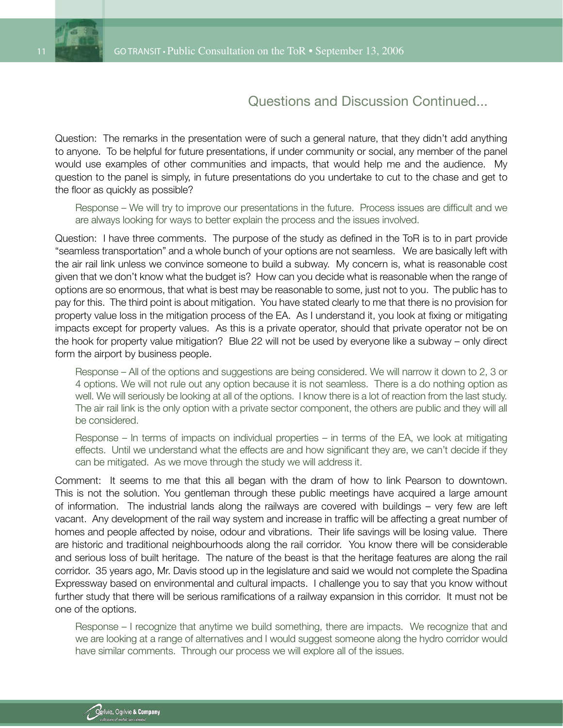## Questions and Discussion Continued...

Question: The remarks in the presentation were of such a general nature, that they didn't add anything to anyone. To be helpful for future presentations, if under community or social, any member of the panel would use examples of other communities and impacts, that would help me and the audience. My question to the panel is simply, in future presentations do you undertake to cut to the chase and get to the floor as quickly as possible?

> Response – We will try to improve our presentations in the future. Process issues are difficult and we are always looking for ways to better explain the process and the issues involved.

Question: I have three comments. The purpose of the study as defined in the ToR is to in part provide "seamless transportation" and a whole bunch of your options are not seamless. We are basically left with the air rail link unless we convince someone to build a subway. My concern is, what is reasonable cost given that we don't know what the budget is? How can you decide what is reasonable when the range of options are so enormous, that what is best may be reasonable to some, just not to you. The public has to pay for this. The third point is about mitigation. You have stated clearly to me that there is no provision for property value loss in the mitigation process of the EA. As I understand it, you look at fixing or mitigating impacts except for property values. As this is a private operator, should that private operator not be on the hook for property value mitigation? Blue 22 will not be used by everyone like a subway – only direct form the airport by business people.

> Response – All of the options and suggestions are being considered. We will narrow it down to 2, 3 or 4 options. We will not rule out any option because it is not seamless. There is a do nothing option as well. We will seriously be looking at all of the options. I know there is a lot of reaction from the last study. The air rail link is the only option with a private sector component, the others are public and they will all be considered.

> Response – In terms of impacts on individual properties – in terms of the EA, we look at mitigating effects. Until we understand what the effects are and how significant they are, we can't decide if they can be mitigated. As we move through the study we will address it.

Comment: It seems to me that this all began with the dram of how to link Pearson to downtown. This is not the solution. You gentleman through these public meetings have acquired a large amount of information. The industrial lands along the railways are covered with buildings – very few are left vacant. Any development of the rail way system and increase in traffic will be affecting a great number of homes and people affected by noise, odour and vibrations. Their life savings will be losing value. There are historic and traditional neighbourhoods along the rail corridor. You know there will be considerable and serious loss of built heritage. The nature of the beast is that the heritage features are along the rail corridor. 35 years ago, Mr. Davis stood up in the legislature and said we would not complete the Spadina Expressway based on environmental and cultural impacts. I challenge you to say that you know without further study that there will be serious ramifications of a railway expansion in this corridor. It must not be one of the options.

> Response – I recognize that anytime we build something, there are impacts. We recognize that and we are looking at a range of alternatives and I would suggest someone along the hydro corridor would have similar comments. Through our process we will explore all of the issues.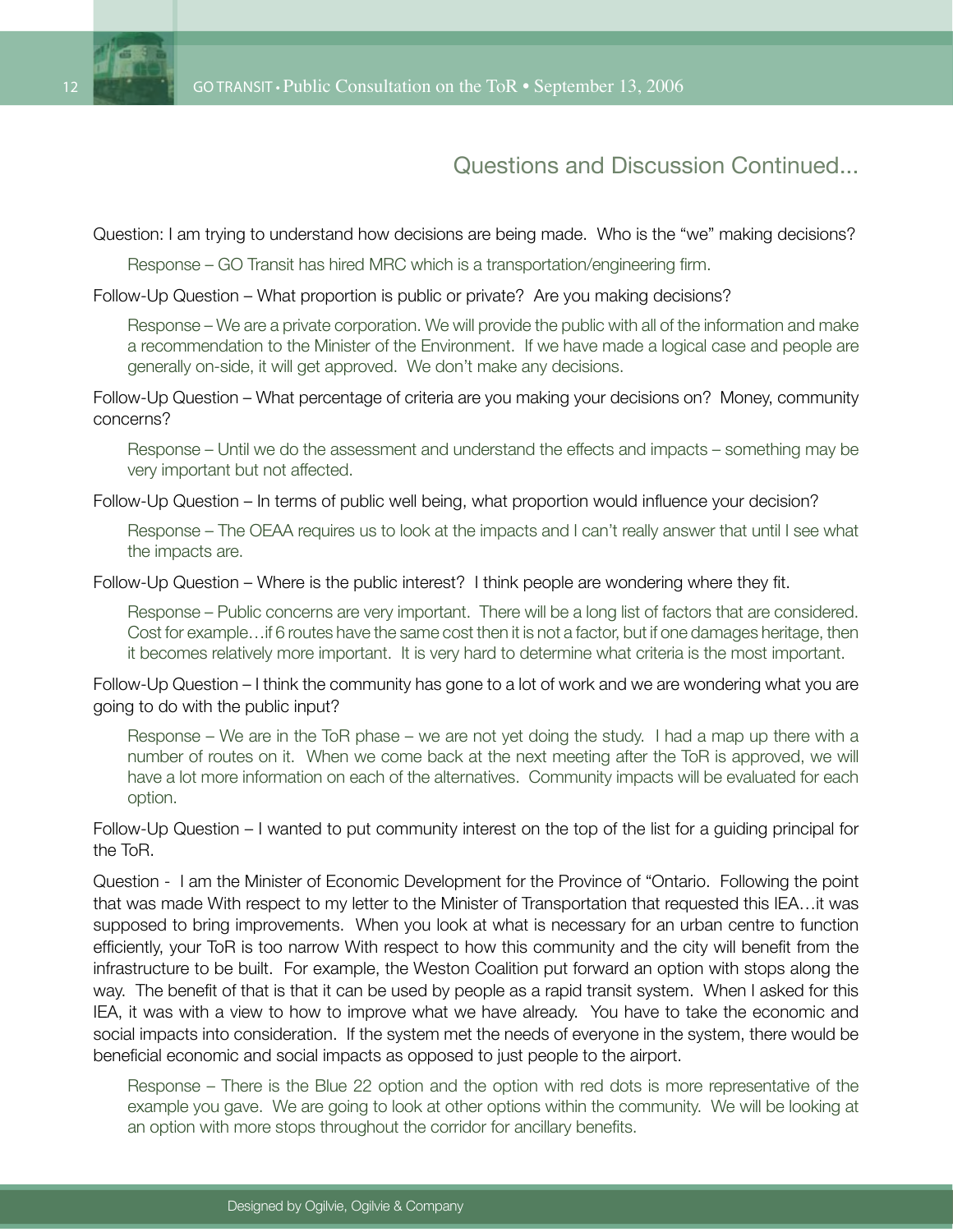## Questions and Discussion Continued...

Question: I am trying to understand how decisions are being made. Who is the "we" making decisions?

Response – GO Transit has hired MRC which is a transportation/engineering firm.

Follow-Up Question – What proportion is public or private? Are you making decisions?

Response – We are a private corporation. We will provide the public with all of the information and make a recommendation to the Minister of the Environment. If we have made a logical case and people are generally on-side, it will get approved. We don't make any decisions.

Follow-Up Question – What percentage of criteria are you making your decisions on? Money, community concerns?

Response – Until we do the assessment and understand the effects and impacts – something may be very important but not affected.

Follow-Up Question – In terms of public well being, what proportion would influence your decision?

Response – The OEAA requires us to look at the impacts and I can't really answer that until I see what the impacts are.

Follow-Up Question – Where is the public interest? I think people are wondering where they fit.

Response – Public concerns are very important. There will be a long list of factors that are considered. Cost for example…if 6 routes have the same cost then it is not a factor, but if one damages heritage, then it becomes relatively more important. It is very hard to determine what criteria is the most important.

Follow-Up Question – I think the community has gone to a lot of work and we are wondering what you are going to do with the public input?

Response – We are in the ToR phase – we are not yet doing the study. I had a map up there with a number of routes on it. When we come back at the next meeting after the ToR is approved, we will have a lot more information on each of the alternatives. Community impacts will be evaluated for each option.

Follow-Up Question – I wanted to put community interest on the top of the list for a guiding principal for the ToR.

Question - I am the Minister of Economic Development for the Province of "Ontario. Following the point that was made With respect to my letter to the Minister of Transportation that requested this IEA…it was supposed to bring improvements. When you look at what is necessary for an urban centre to function efficiently, your ToR is too narrow With respect to how this community and the city will benefit from the infrastructure to be built. For example, the Weston Coalition put forward an option with stops along the way. The benefit of that is that it can be used by people as a rapid transit system. When I asked for this IEA, it was with a view to how to improve what we have already. You have to take the economic and social impacts into consideration. If the system met the needs of everyone in the system, there would be beneficial economic and social impacts as opposed to just people to the airport.

Response – There is the Blue 22 option and the option with red dots is more representative of the example you gave. We are going to look at other options within the community. We will be looking at an option with more stops throughout the corridor for ancillary benefits.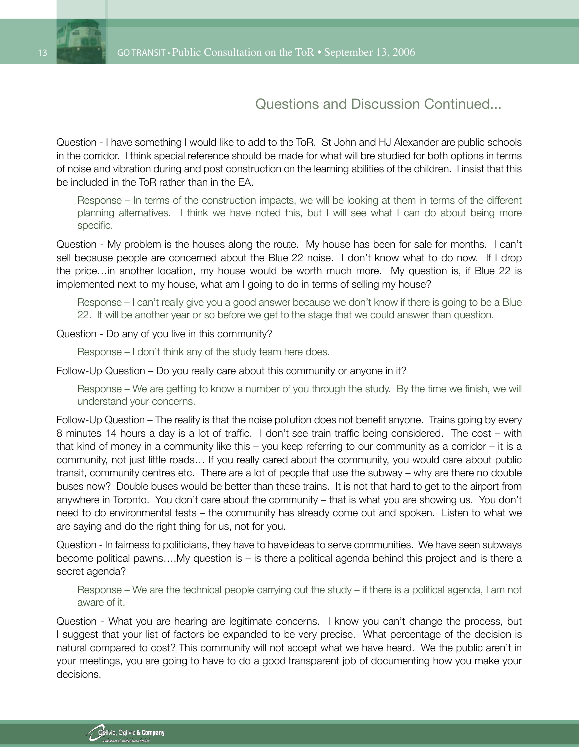## Questions and Discussion Continued...

Question - I have something I would like to add to the ToR. St John and HJ Alexander are public schools in the corridor. I think special reference should be made for what will bre studied for both options in terms of noise and vibration during and post construction on the learning abilities of the children. I insist that this be included in the ToR rather than in the EA.

> Response – In terms of the construction impacts, we will be looking at them in terms of the different planning alternatives. I think we have noted this, but I will see what I can do about being more specific.

Question - My problem is the houses along the route. My house has been for sale for months. I can't sell because people are concerned about the Blue 22 noise. I don't know what to do now. If I drop the price…in another location, my house would be worth much more. My question is, if Blue 22 is implemented next to my house, what am I going to do in terms of selling my house?

> Response – I can't really give you a good answer because we don't know if there is going to be a Blue 22. It will be another year or so before we get to the stage that we could answer than question.

Question - Do any of you live in this community?

> Response – I don't think any of the study team here does.

Follow-Up Question – Do you really care about this community or anyone in it?

> Response – We are getting to know a number of you through the study. By the time we finish, we will understand your concerns.

Follow-Up Question – The reality is that the noise pollution does not benefit anyone. Trains going by every 8 minutes 14 hours a day is a lot of traffic. I don't see train traffic being considered. The cost – with that kind of money in a community like this – you keep referring to our community as a corridor – it is a community, not just little roads… If you really cared about the community, you would care about public transit, community centres etc. There are a lot of people that use the subway – why are there no double buses now? Double buses would be better than these trains. It is not that hard to get to the airport from anywhere in Toronto. You don't care about the community – that is what you are showing us. You don't need to do environmental tests – the community has already come out and spoken. Listen to what we are saying and do the right thing for us, not for you.

Question - In fairness to politicians, they have to have ideas to serve communities. We have seen subways become political pawns….My question is – is there a political agenda behind this project and is there a secret agenda?

> Response – We are the technical people carrying out the study – if there is a political agenda, I am not aware of it.

Question - What you are hearing are legitimate concerns. I know you can't change the process, but I suggest that your list of factors be expanded to be very precise. What percentage of the decision is natural compared to cost? This community will not accept what we have heard. We the public aren't in your meetings, you are going to have to do a good transparent job of documenting how you make your decisions.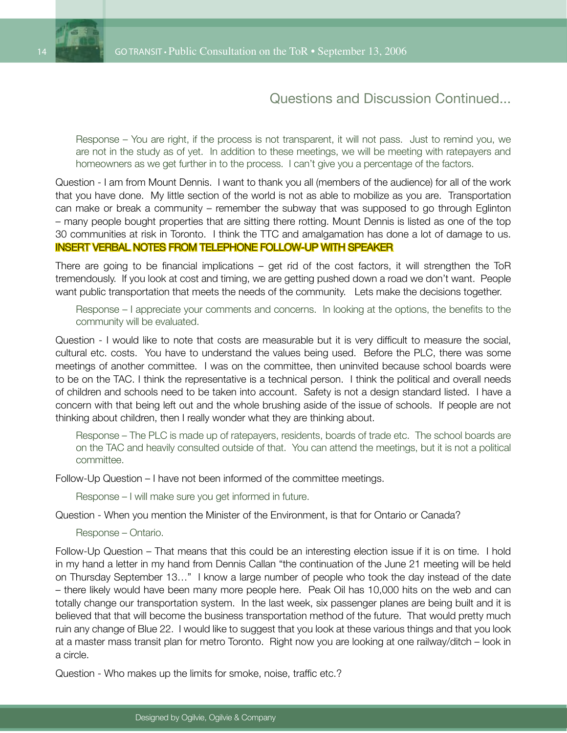## Questions and Discussion Continued...

Response – You are right, if the process is not transparent, it will not pass. Just to remind you, we are not in the study as of yet. In addition to these meetings, we will be meeting with ratepayers and homeowners as we get further in to the process. I can't give you a percentage of the factors.

Question - I am from Mount Dennis. I want to thank you all (members of the audience) for all of the work that you have done. My little section of the world is not as able to mobilize as you are. Transportation can make or break a community – remember the subway that was supposed to go through Eglinton – many people bought properties that are sitting there rotting. Mount Dennis is listed as one of the top 30 communities at risk in Toronto. I think the TTC and amalgamation has done a lot of damage to us. INSERT VERBAL NOTES FROM TELEPHONE FOLLOW-UP WITH SPEAKER

There are going to be financial implications – get rid of the cost factors, it will strengthen the ToR tremendously. If you look at cost and timing, we are getting pushed down a road we don't want. People want public transportation that meets the needs of the community. Lets make the decisions together.

Response – I appreciate your comments and concerns. In looking at the options, the benefits to the community will be evaluated.

Question - I would like to note that costs are measurable but it is very difficult to measure the social, cultural etc. costs. You have to understand the values being used. Before the PLC, there was some meetings of another committee. I was on the committee, then uninvited because school boards were to be on the TAC. I think the representative is a technical person. I think the political and overall needs of children and schools need to be taken into account. Safety is not a design standard listed. I have a concern with that being left out and the whole brushing aside of the issue of schools. If people are not thinking about children, then I really wonder what they are thinking about.

Response – The PLC is made up of ratepayers, residents, boards of trade etc. The school boards are on the TAC and heavily consulted outside of that. You can attend the meetings, but it is not a political committee.

Follow-Up Question – I have not been informed of the committee meetings.

Response – I will make sure you get informed in future.

Question - When you mention the Minister of the Environment, is that for Ontario or Canada?

Response – Ontario.

Follow-Up Question – That means that this could be an interesting election issue if it is on time. I hold in my hand a letter in my hand from Dennis Callan "the continuation of the June 21 meeting will be held on Thursday September 13…" I know a large number of people who took the day instead of the date – there likely would have been many more people here. Peak Oil has 10,000 hits on the web and can totally change our transportation system. In the last week, six passenger planes are being built and it is believed that that will become the business transportation method of the future. That would pretty much ruin any change of Blue 22. I would like to suggest that you look at these various things and that you look at a master mass transit plan for metro Toronto. Right now you are looking at one railway/ditch – look in a circle.

Question - Who makes up the limits for smoke, noise, traffic etc.?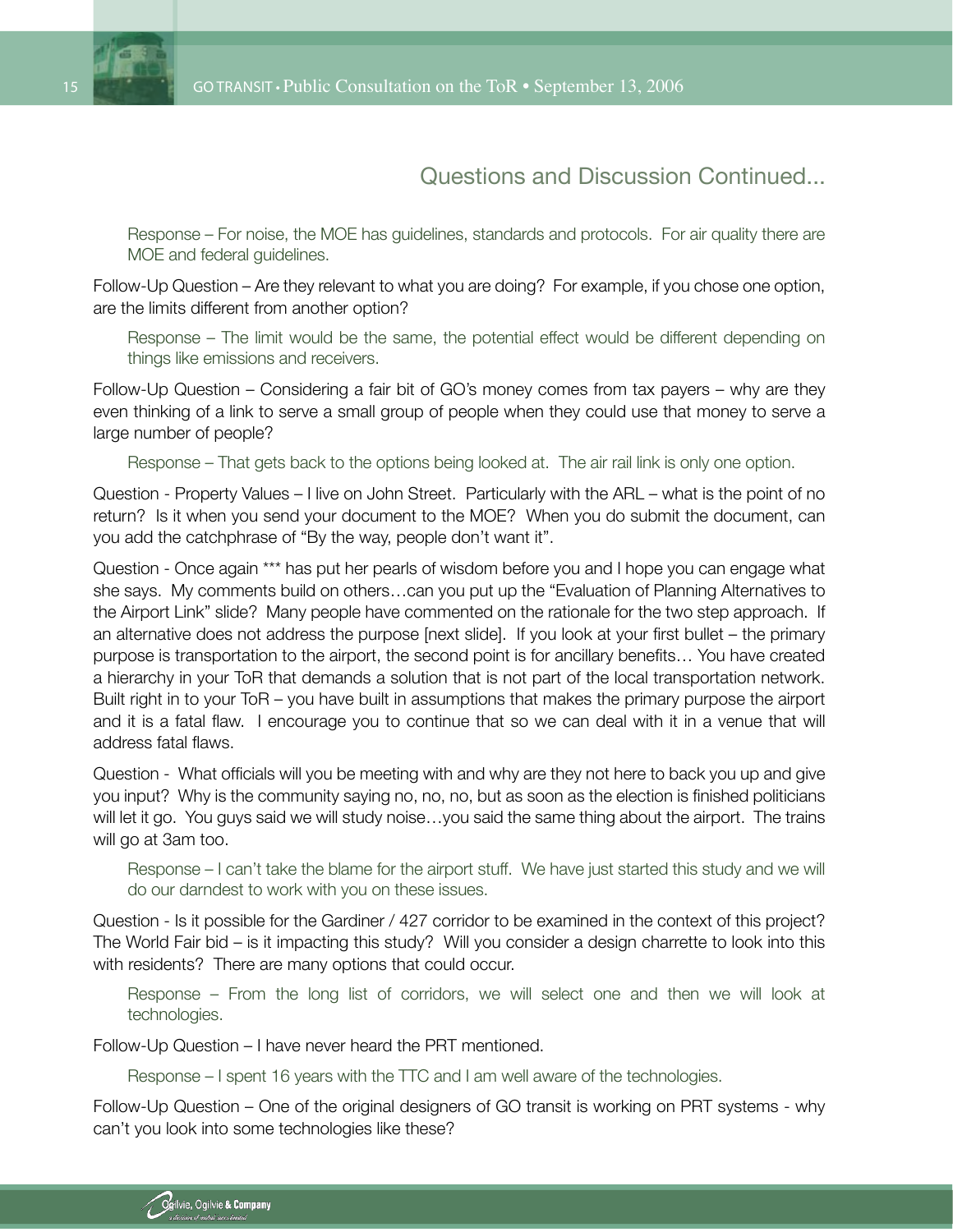## Questions and Discussion Continued...

Response – For noise, the MOE has guidelines, standards and protocols. For air quality there are MOE and federal guidelines.

Follow-Up Question – Are they relevant to what you are doing? For example, if you chose one option, are the limits different from another option?

Response – The limit would be the same, the potential effect would be different depending on things like emissions and receivers.

Follow-Up Question – Considering a fair bit of GO's money comes from tax payers – why are they even thinking of a link to serve a small group of people when they could use that money to serve a large number of people?

Response – That gets back to the options being looked at. The air rail link is only one option.

Question - Property Values – I live on John Street. Particularly with the ARL – what is the point of no return? Is it when you send your document to the MOE? When you do submit the document, can you add the catchphrase of "By the way, people don't want it".

Question - Once again *** has put her pearls of wisdom before you and I hope you can engage what she says. My comments build on others…can you put up the "Evaluation of Planning Alternatives to the Airport Link" slide? Many people have commented on the rationale for the two step approach. If an alternative does not address the purpose [next slide]. If you look at your first bullet – the primary purpose is transportation to the airport, the second point is for ancillary benefits… You have created a hierarchy in your ToR that demands a solution that is not part of the local transportation network. Built right in to your ToR – you have built in assumptions that makes the primary purpose the airport and it is a fatal flaw. I encourage you to continue that so we can deal with it in a venue that will address fatal flaws.

Question - What officials will you be meeting with and why are they not here to back you up and give you input? Why is the community saying no, no, no, but as soon as the election is finished politicians will let it go. You guys said we will study noise…you said the same thing about the airport. The trains will go at 3am too.

Response – I can't take the blame for the airport stuff. We have just started this study and we will do our darndest to work with you on these issues.

Question - Is it possible for the Gardiner / 427 corridor to be examined in the context of this project? The World Fair bid – is it impacting this study? Will you consider a design charrette to look into this with residents? There are many options that could occur.

Response – From the long list of corridors, we will select one and then we will look at technologies.

Follow-Up Question – I have never heard the PRT mentioned.

Response – I spent 16 years with the TTC and I am well aware of the technologies.

Follow-Up Question – One of the original designers of GO transit is working on PRT systems - why can't you look into some technologies like these?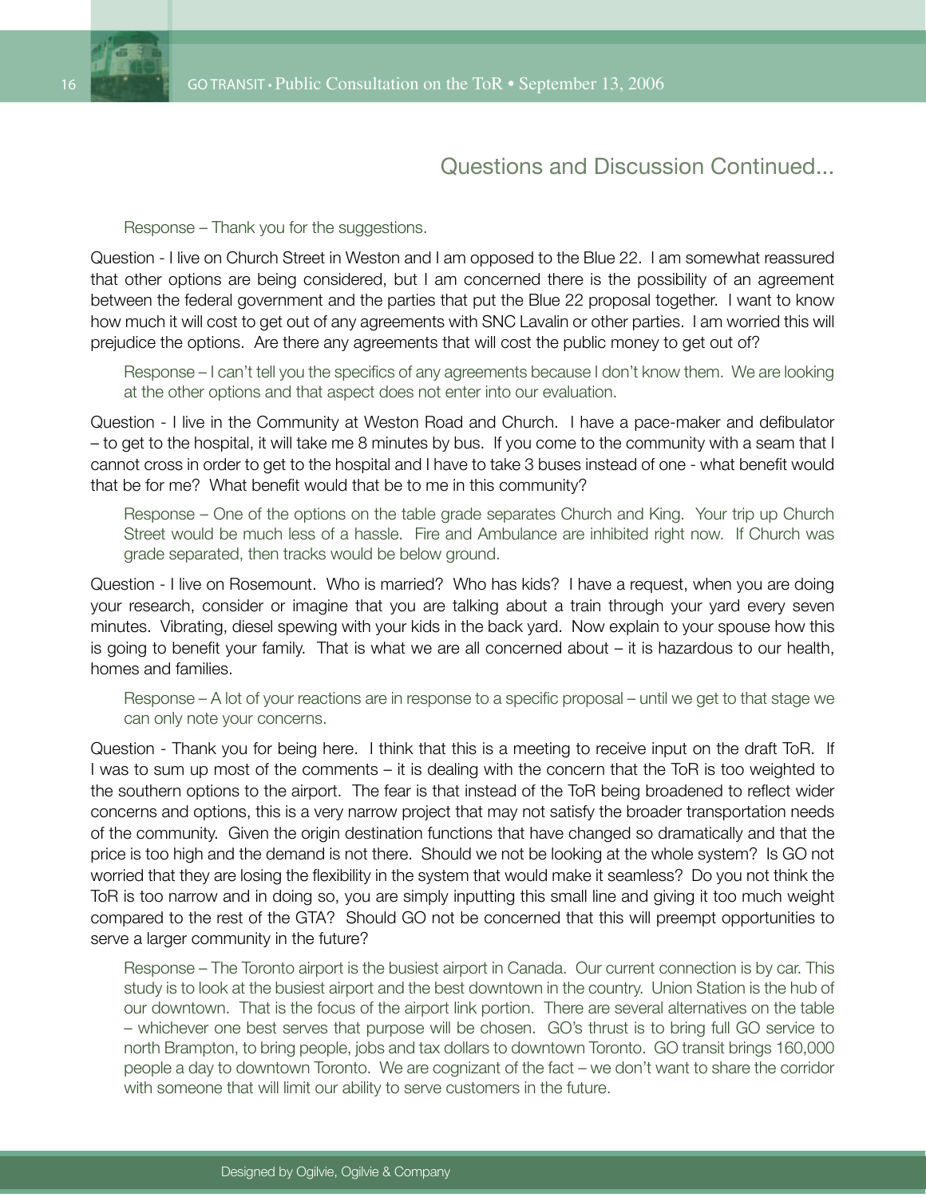## Questions and Discussion Continued...

Response – Thank you for the suggestions.

Question - I live on Church Street in Weston and I am opposed to the Blue 22. I am somewhat reassured that other options are being considered, but I am concerned there is the possibility of an agreement between the federal government and the parties that put the Blue 22 proposal together. I want to know how much it will cost to get out of any agreements with SNC Lavalin or other parties. I am worried this will prejudice the options. Are there any agreements that will cost the public money to get out of?

Response – I can't tell you the specifics of any agreements because I don't know them. We are looking at the other options and that aspect does not enter into our evaluation.

Question - I live in the Community at Weston Road and Church. I have a pace-maker and defibulator – to get to the hospital, it will take me 8 minutes by bus. If you come to the community with a seam that I cannot cross in order to get to the hospital and I have to take 3 buses instead of one - what benefit would that be for me? What benefit would that be to me in this community?

Response – One of the options on the table grade separates Church and King. Your trip up Church Street would be much less of a hassle. Fire and Ambulance are inhibited right now. If Church was grade separated, then tracks would be below ground.

Question - I live on Rosemount. Who is married? Who has kids? I have a request, when you are doing your research, consider or imagine that you are talking about a train through your yard every seven minutes. Vibrating, diesel spewing with your kids in the back yard. Now explain to your spouse how this is going to benefit your family. That is what we are all concerned about – it is hazardous to our health, homes and families.

Response – A lot of your reactions are in response to a specific proposal – until we get to that stage we can only note your concerns.

Question - Thank you for being here. I think that this is a meeting to receive input on the draft ToR. If I was to sum up most of the comments – it is dealing with the concern that the ToR is too weighted to the southern options to the airport. The fear is that instead of the ToR being broadened to reflect wider concerns and options, this is a very narrow project that may not satisfy the broader transportation needs of the community. Given the origin destination functions that have changed so dramatically and that the price is too high and the demand is not there. Should we not be looking at the whole system? Is GO not worried that they are losing the flexibility in the system that would make it seamless? Do you not think the ToR is too narrow and in doing so, you are simply inputting this small line and giving it too much weight compared to the rest of the GTA? Should GO not be concerned that this will preempt opportunities to serve a larger community in the future?

Response – The Toronto airport is the busiest airport in Canada. Our current connection is by car. This study is to look at the busiest airport and the best downtown in the country. Union Station is the hub of our downtown. That is the focus of the airport link portion. There are several alternatives on the table – whichever one best serves that purpose will be chosen. GO's thrust is to bring full GO service to north Brampton, to bring people, jobs and tax dollars to downtown Toronto. GO transit brings 160,000 people a day to downtown Toronto. We are cognizant of the fact – we don't want to share the corridor with someone that will limit our ability to serve customers in the future.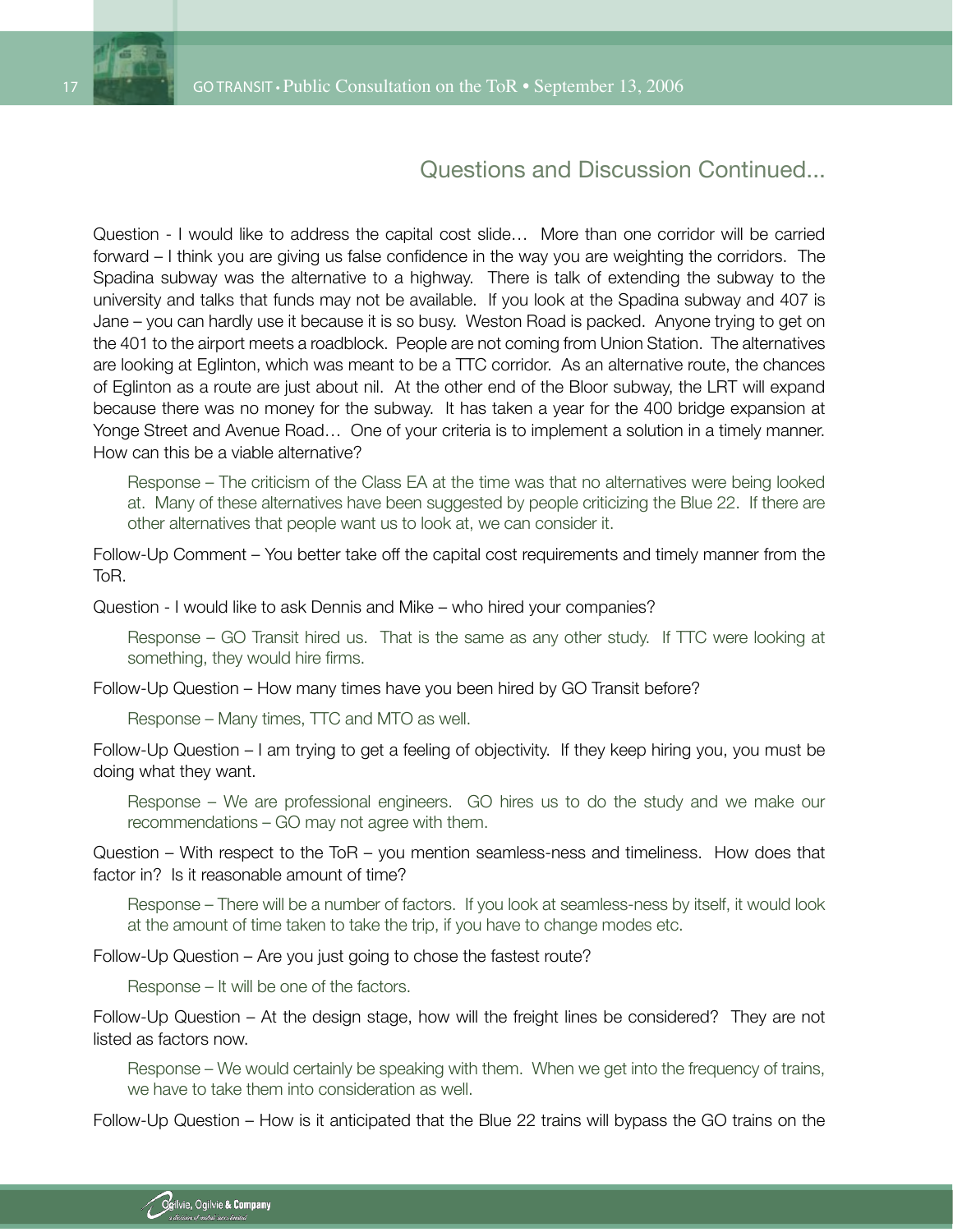## Questions and Discussion Continued...

Question - I would like to address the capital cost slide… More than one corridor will be carried forward – I think you are giving us false confidence in the way you are weighting the corridors. The Spadina subway was the alternative to a highway. There is talk of extending the subway to the university and talks that funds may not be available. If you look at the Spadina subway and 407 is Jane – you can hardly use it because it is so busy. Weston Road is packed. Anyone trying to get on the 401 to the airport meets a roadblock. People are not coming from Union Station. The alternatives are looking at Eglinton, which was meant to be a TTC corridor. As an alternative route, the chances of Eglinton as a route are just about nil. At the other end of the Bloor subway, the LRT will expand because there was no money for the subway. It has taken a year for the 400 bridge expansion at Yonge Street and Avenue Road… One of your criteria is to implement a solution in a timely manner. How can this be a viable alternative?

> Response – The criticism of the Class EA at the time was that no alternatives were being looked at. Many of these alternatives have been suggested by people criticizing the Blue 22. If there are other alternatives that people want us to look at, we can consider it.

Follow-Up Comment – You better take off the capital cost requirements and timely manner from the ToR.

Question - I would like to ask Dennis and Mike – who hired your companies?

> Response – GO Transit hired us. That is the same as any other study. If TTC were looking at something, they would hire firms.

Follow-Up Question – How many times have you been hired by GO Transit before?

> Response – Many times, TTC and MTO as well.

Follow-Up Question – I am trying to get a feeling of objectivity. If they keep hiring you, you must be doing what they want.

> Response – We are professional engineers. GO hires us to do the study and we make our recommendations – GO may not agree with them.

Question – With respect to the ToR – you mention seamless-ness and timeliness. How does that factor in? Is it reasonable amount of time?

> Response – There will be a number of factors. If you look at seamless-ness by itself, it would look at the amount of time taken to take the trip, if you have to change modes etc.

Follow-Up Question – Are you just going to chose the fastest route?

> Response – It will be one of the factors.

Follow-Up Question – At the design stage, how will the freight lines be considered? They are not listed as factors now.

> Response – We would certainly be speaking with them. When we get into the frequency of trains, we have to take them into consideration as well.

Follow-Up Question – How is it anticipated that the Blue 22 trains will bypass the GO trains on the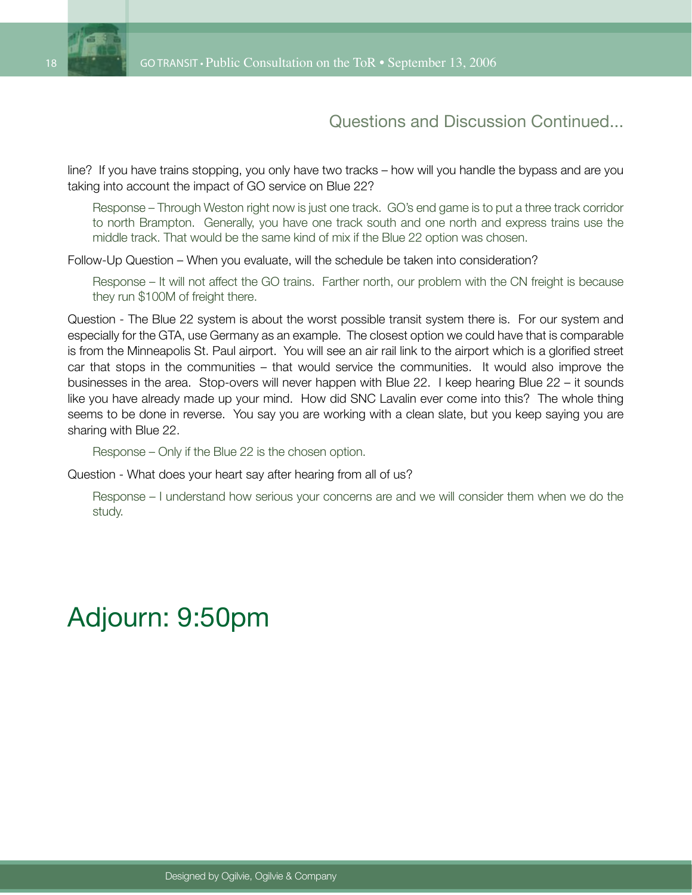### Questions and Discussion Continued...

line? If you have trains stopping, you only have two tracks – how will you handle the bypass and are you taking into account the impact of GO service on Blue 22?

> Response – Through Weston right now is just one track. GO's end game is to put a three track corridor to north Brampton. Generally, you have one track south and one north and express trains use the middle track. That would be the same kind of mix if the Blue 22 option was chosen.

Follow-Up Question – When you evaluate, will the schedule be taken into consideration?

> Response – It will not affect the GO trains. Farther north, our problem with the CN freight is because they run $100M of freight there.

Question - The Blue 22 system is about the worst possible transit system there is. For our system and especially for the GTA, use Germany as an example. The closest option we could have that is comparable is from the Minneapolis St. Paul airport. You will see an air rail link to the airport which is a glorified street car that stops in the communities – that would service the communities. It would also improve the businesses in the area. Stop-overs will never happen with Blue 22. I keep hearing Blue 22 – it sounds like you have already made up your mind. How did SNC Lavalin ever come into this? The whole thing seems to be done in reverse. You say you are working with a clean slate, but you keep saying you are sharing with Blue 22.

> Response – Only if the Blue 22 is the chosen option.

Question - What does your heart say after hearing from all of us?

> Response – I understand how serious your concerns are and we will consider them when we do the study.

# Adjourn: 9:50pm

Designed by Ogilvie, Ogilvie & Company